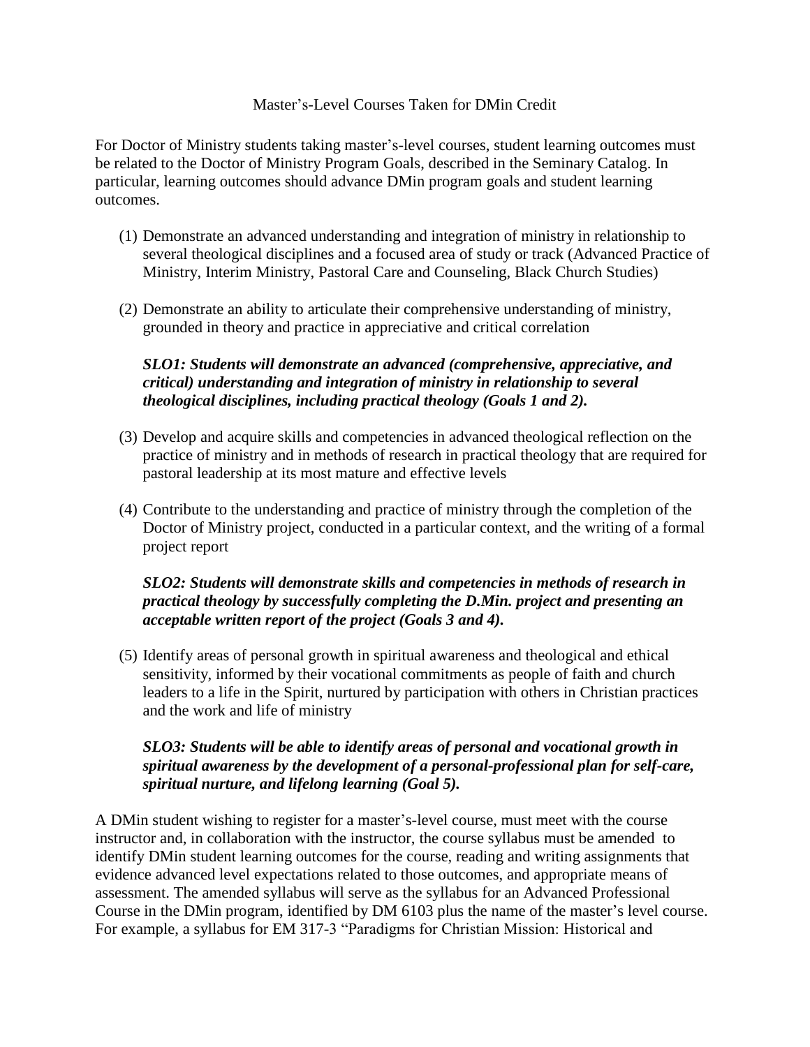# Master's-Level Courses Taken for DMin Credit

For Doctor of Ministry students taking master's-level courses, student learning outcomes must be related to the Doctor of Ministry Program Goals, described in the Seminary Catalog. In particular, learning outcomes should advance DMin program goals and student learning outcomes.

(1) Demonstrate an advanced understanding and integration of ministry in relationship to several theological disciplines and a focused area of study or track (Advanced Practice of Ministry, Interim Ministry, Pastoral Care and Counseling, Black Church Studies)

(2) Demonstrate an ability to articulate their comprehensive understanding of ministry, grounded in theory and practice in appreciative and critical correlation

***SLO1: Students will demonstrate an advanced (comprehensive, appreciative, and critical) understanding and integration of ministry in relationship to several theological disciplines, including practical theology (Goals 1 and 2).***

(3) Develop and acquire skills and competencies in advanced theological reflection on the practice of ministry and in methods of research in practical theology that are required for pastoral leadership at its most mature and effective levels

(4) Contribute to the understanding and practice of ministry through the completion of the Doctor of Ministry project, conducted in a particular context, and the writing of a formal project report

***SLO2: Students will demonstrate skills and competencies in methods of research in practical theology by successfully completing the D.Min. project and presenting an acceptable written report of the project (Goals 3 and 4).***

(5) Identify areas of personal growth in spiritual awareness and theological and ethical sensitivity, informed by their vocational commitments as people of faith and church leaders to a life in the Spirit, nurtured by participation with others in Christian practices and the work and life of ministry

***SLO3: Students will be able to identify areas of personal and vocational growth in spiritual awareness by the development of a personal-professional plan for self-care, spiritual nurture, and lifelong learning (Goal 5).***

A DMin student wishing to register for a master's-level course, must meet with the course instructor and, in collaboration with the instructor, the course syllabus must be amended to identify DMin student learning outcomes for the course, reading and writing assignments that evidence advanced level expectations related to those outcomes, and appropriate means of assessment. The amended syllabus will serve as the syllabus for an Advanced Professional Course in the DMin program, identified by DM 6103 plus the name of the master's level course. For example, a syllabus for EM 317-3 "Paradigms for Christian Mission: Historical and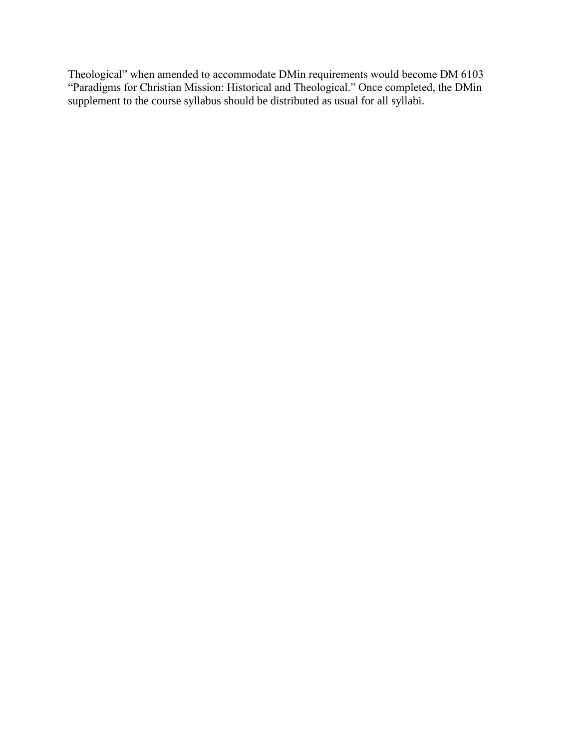Theological" when amended to accommodate DMin requirements would become DM 6103 "Paradigms for Christian Mission: Historical and Theological." Once completed, the DMin supplement to the course syllabus should be distributed as usual for all syllabi.